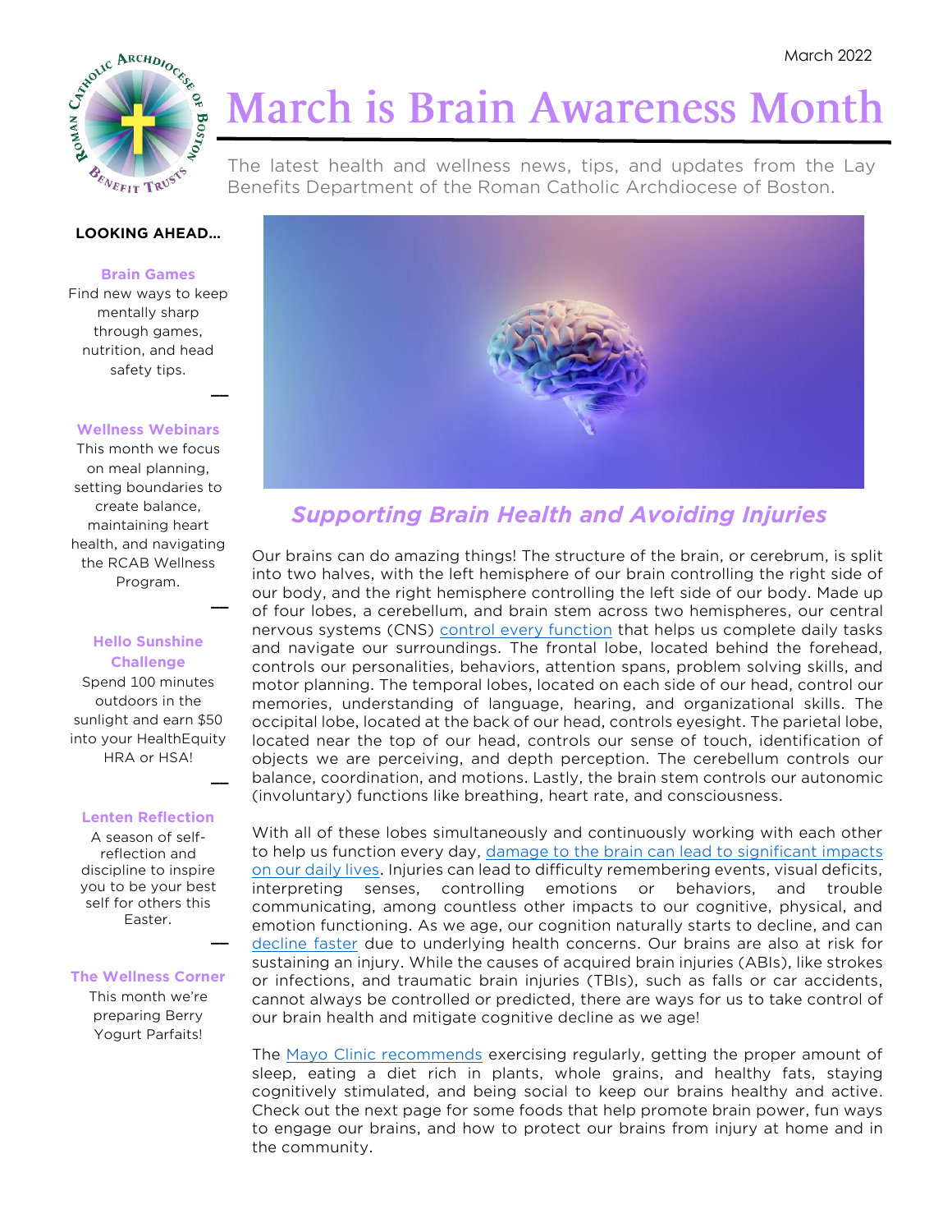March 2022

# March is Brain Awareness Month

The latest health and wellness news, tips, and updates from the Lay Benefits Department of the Roman Catholic Archdiocese of Boston.

## Supporting Brain Health and Avoiding Injuries

Our brains can do amazing things! The structure of the brain, or cerebrum, is split into two halves, with the left hemisphere of our brain controlling the right side of our body, and the right hemisphere controlling the left side of our body. Made up of four lobes, a cerebellum, and brain stem across two hemispheres, our central nervous systems (CNS) control every function that helps us complete daily tasks and navigate our surroundings. The frontal lobe, located behind the forehead, controls our personalities, behaviors, attention spans, problem solving skills, and motor planning. The temporal lobes, located on each side of our head, control our memories, understanding of language, hearing, and organizational skills. The occipital lobe, located at the back of our head, controls eyesight. The parietal lobe, located near the top of our head, controls our sense of touch, identification of objects we are perceiving, and depth perception. The cerebellum controls our balance, coordination, and motions. Lastly, the brain stem controls our autonomic (involuntary) functions like breathing, heart rate, and consciousness.

With all of these lobes simultaneously and continuously working with each other to help us function every day, damage to the brain can lead to significant impacts on our daily lives. Injuries can lead to difficulty remembering events, visual deficits, interpreting senses, controlling emotions or behaviors, and trouble communicating, among countless other impacts to our cognitive, physical, and emotion functioning. As we age, our cognition naturally starts to decline, and can decline faster due to underlying health concerns. Our brains are also at risk for sustaining an injury. While the causes of acquired brain injuries (ABIs), like strokes or infections, and traumatic brain injuries (TBIs), such as falls or car accidents, cannot always be controlled or predicted, there are ways for us to take control of our brain health and mitigate cognitive decline as we age!

The Mayo Clinic recommends exercising regularly, getting the proper amount of sleep, eating a diet rich in plants, whole grains, and healthy fats, staying cognitively stimulated, and being social to keep our brains healthy and active. Check out the next page for some foods that help promote brain power, fun ways to engage our brains, and how to protect our brains from injury at home and in the community.

---

**LOOKING AHEAD…**

**Brain Games**
Find new ways to keep mentally sharp through games, nutrition, and head safety tips.

**Wellness Webinars**
This month we focus on meal planning, setting boundaries to create balance, maintaining heart health, and navigating the RCAB Wellness Program.

**Hello Sunshine Challenge**
Spend 100 minutes outdoors in the sunlight and earn $50 into your HealthEquity HRA or HSA!

**Lenten Reflection**
A season of self-reflection and discipline to inspire you to be your best self for others this Easter.

**The Wellness Corner**
This month we're preparing Berry Yogurt Parfaits!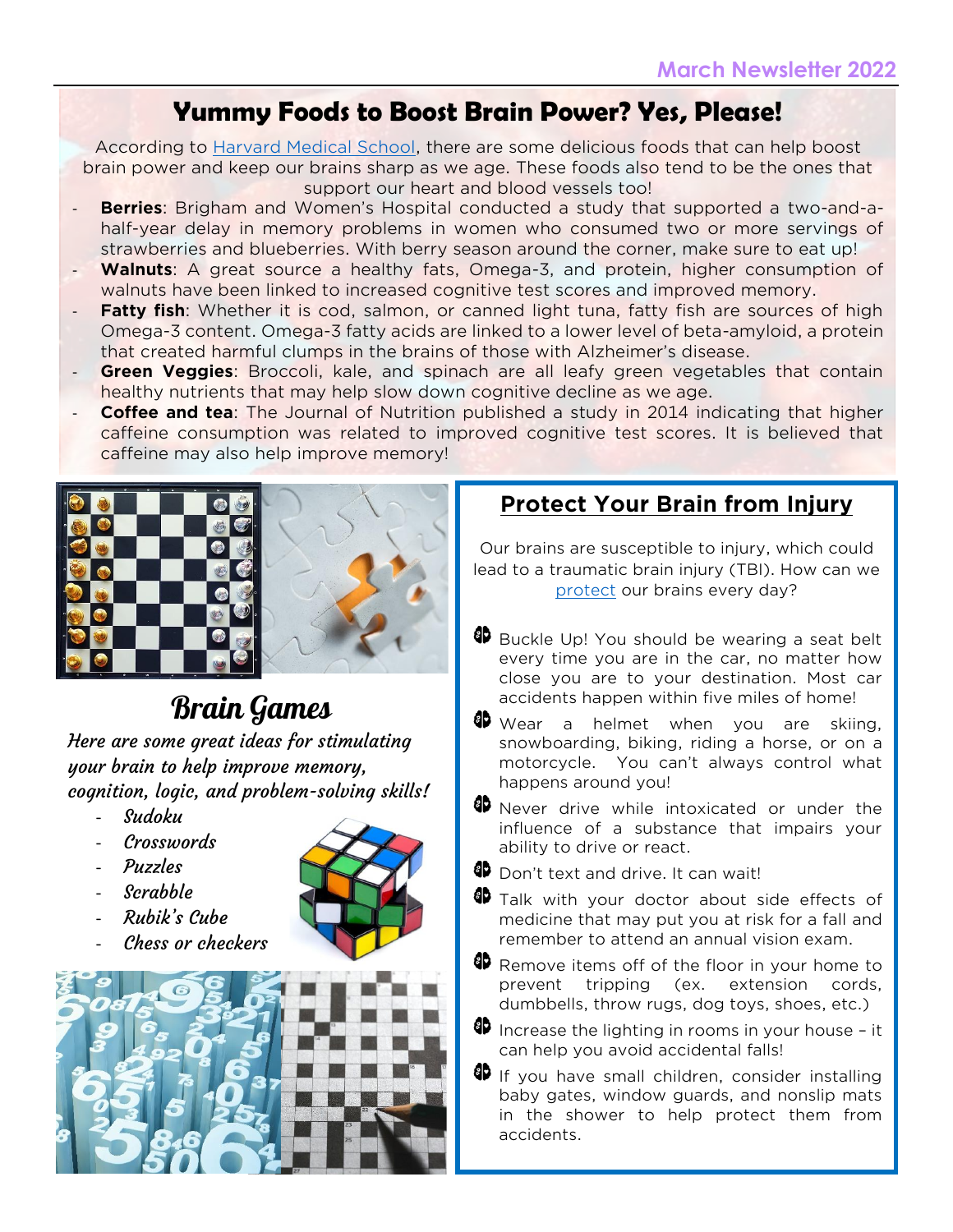March Newsletter 2022

# Yummy Foods to Boost Brain Power? Yes, Please!

According to Harvard Medical School, there are some delicious foods that can help boost brain power and keep our brains sharp as we age. These foods also tend to be the ones that support our heart and blood vessels too!

- **Berries**: Brigham and Women's Hospital conducted a study that supported a two-and-a-half-year delay in memory problems in women who consumed two or more servings of strawberries and blueberries. With berry season around the corner, make sure to eat up!
- **Walnuts**: A great source a healthy fats, Omega-3, and protein, higher consumption of walnuts have been linked to increased cognitive test scores and improved memory.
- **Fatty fish**: Whether it is cod, salmon, or canned light tuna, fatty fish are sources of high Omega-3 content. Omega-3 fatty acids are linked to a lower level of beta-amyloid, a protein that created harmful clumps in the brains of those with Alzheimer's disease.
- **Green Veggies**: Broccoli, kale, and spinach are all leafy green vegetables that contain healthy nutrients that may help slow down cognitive decline as we age.
- **Coffee and tea**: The Journal of Nutrition published a study in 2014 indicating that higher caffeine consumption was related to improved cognitive test scores. It is believed that caffeine may also help improve memory!

## Brain Games

*Here are some great ideas for stimulating your brain to help improve memory, cognition, logic, and problem-solving skills!*

- *Sudoku*
- *Crosswords*
- *Puzzles*
- *Scrabble*
- *Rubik's Cube*
- *Chess or checkers*

## Protect Your Brain from Injury

Our brains are susceptible to injury, which could lead to a traumatic brain injury (TBI). How can we protect our brains every day?

- Buckle Up! You should be wearing a seat belt every time you are in the car, no matter how close you are to your destination. Most car accidents happen within five miles of home!
- Wear a helmet when you are skiing, snowboarding, biking, riding a horse, or on a motorcycle. You can't always control what happens around you!
- Never drive while intoxicated or under the influence of a substance that impairs your ability to drive or react.
- Don't text and drive. It can wait!
- Talk with your doctor about side effects of medicine that may put you at risk for a fall and remember to attend an annual vision exam.
- Remove items off of the floor in your home to prevent tripping (ex. extension cords, dumbbells, throw rugs, dog toys, shoes, etc.)
- Increase the lighting in rooms in your house – it can help you avoid accidental falls!
- If you have small children, consider installing baby gates, window guards, and nonslip mats in the shower to help protect them from accidents.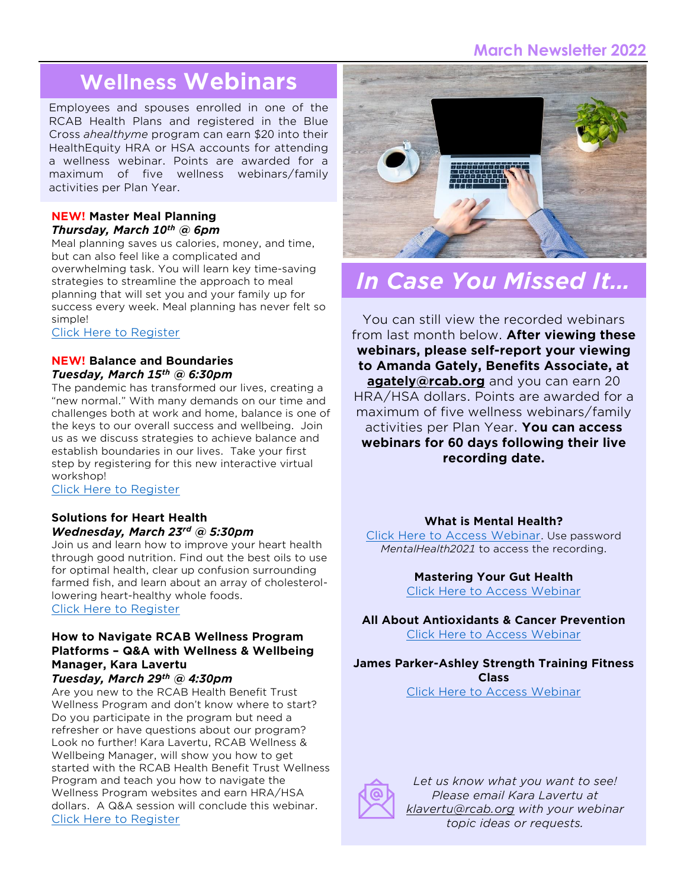# Wellness Webinars

Employees and spouses enrolled in one of the RCAB Health Plans and registered in the Blue Cross *ahealthyme* program can earn $20 into their HealthEquity HRA or HSA accounts for attending a wellness webinar. Points are awarded for a maximum of five wellness webinars/family activities per Plan Year.

**NEW! Master Meal Planning**
***Thursday, March 10th @ 6pm***

Meal planning saves us calories, money, and time, but can also feel like a complicated and overwhelming task. You will learn key time-saving strategies to streamline the approach to meal planning that will set you and your family up for success every week. Meal planning has never felt so simple!

Click Here to Register

**NEW! Balance and Boundaries**
***Tuesday, March 15th @ 6:30pm***

The pandemic has transformed our lives, creating a "new normal." With many demands on our time and challenges both at work and home, balance is one of the keys to our overall success and wellbeing. Join us as we discuss strategies to achieve balance and establish boundaries in our lives. Take your first step by registering for this new interactive virtual workshop!

Click Here to Register

**Solutions for Heart Health**
***Wednesday, March 23rd @ 5:30pm***

Join us and learn how to improve your heart health through good nutrition. Find out the best oils to use for optimal health, clear up confusion surrounding farmed fish, and learn about an array of cholesterol-lowering heart-healthy whole foods.

Click Here to Register

**How to Navigate RCAB Wellness Program Platforms – Q&A with Wellness & Wellbeing Manager, Kara Lavertu**
***Tuesday, March 29th @ 4:30pm***

Are you new to the RCAB Health Benefit Trust Wellness Program and don't know where to start? Do you participate in the program but need a refresher or have questions about our program? Look no further! Kara Lavertu, RCAB Wellness & Wellbeing Manager, will show you how to get started with the RCAB Health Benefit Trust Wellness Program and teach you how to navigate the Wellness Program websites and earn HRA/HSA dollars. A Q&A session will conclude this webinar.

Click Here to Register

# *In Case You Missed It…*

You can still view the recorded webinars from last month below. **After viewing these webinars, please self-report your viewing to Amanda Gately, Benefits Associate, at agately@rcab.org** and you can earn 20 HRA/HSA dollars. Points are awarded for a maximum of five wellness webinars/family activities per Plan Year. **You can access webinars for 60 days following their live recording date.**

**What is Mental Health?**
Click Here to Access Webinar. Use password *MentalHealth2021* to access the recording.

**Mastering Your Gut Health**
Click Here to Access Webinar

**All About Antioxidants & Cancer Prevention**
Click Here to Access Webinar

**James Parker-Ashley Strength Training Fitness Class**
Click Here to Access Webinar

*Let us know what you want to see! Please email Kara Lavertu at klavertu@rcab.org with your webinar topic ideas or requests.*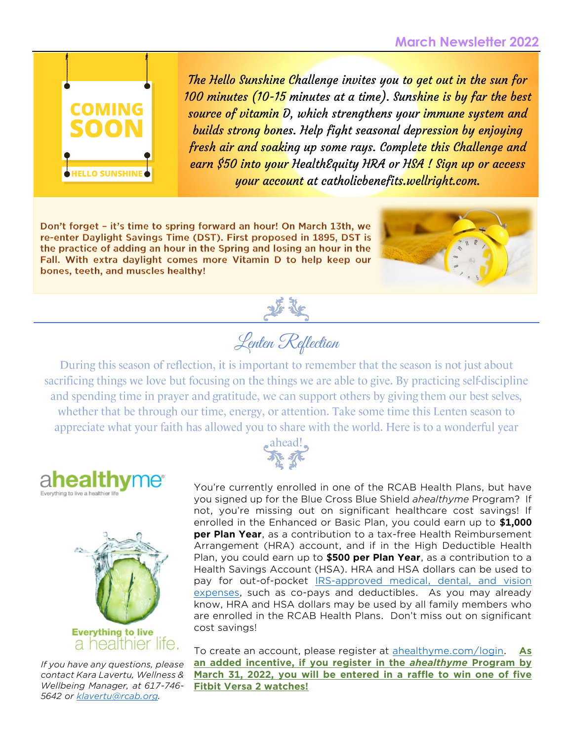## March Newsletter 2022

COMING SOON

HELLO SUNSHINE

*The Hello Sunshine Challenge invites you to get out in the sun for 100 minutes (10-15 minutes at a time). Sunshine is by far the best source of vitamin D, which strengthens your immune system and builds strong bones. Help fight seasonal depression by enjoying fresh air and soaking up some rays. Complete this Challenge and earn $50 into your HealthEquity HRA or HSA ! Sign up or access your account at catholicbenefits.wellright.com.*

**Don't forget – it's time to spring forward an hour! On March 13th, we re-enter Daylight Savings Time (DST). First proposed in 1895, DST is the practice of adding an hour in the Spring and losing an hour in the Fall. With extra daylight comes more Vitamin D to help keep our bones, teeth, and muscles healthy!**

## Lenten Reflection

During this season of reflection, it is important to remember that the season is not just about sacrificing things we love but focusing on the things we are able to give. By practicing self-discipline and spending time in prayer and gratitude, we can support others by giving them our best selves, whether that be through our time, energy, or attention. Take some time this Lenten season to appreciate what your faith has allowed you to share with the world. Here is to a wonderful year ahead!

**ahealthyme**

Everything to live a healthier life

You're currently enrolled in one of the RCAB Health Plans, but have you signed up for the Blue Cross Blue Shield *ahealthyme* Program? If not, you're missing out on significant healthcare cost savings! If enrolled in the Enhanced or Basic Plan, you could earn up to **$1,000 per Plan Year**, as a contribution to a tax-free Health Reimbursement Arrangement (HRA) account, and if in the High Deductible Health Plan, you could earn up to **$500 per Plan Year**, as a contribution to a Health Savings Account (HSA). HRA and HSA dollars can be used to pay for out-of-pocket IRS-approved medical, dental, and vision expenses, such as co-pays and deductibles. As you may already know, HRA and HSA dollars may be used by all family members who are enrolled in the RCAB Health Plans. Don't miss out on significant cost savings!

To create an account, please register at ahealthyme.com/login. **As an added incentive, if you register in the *ahealthyme* Program by March 31, 2022, you will be entered in a raffle to win one of five Fitbit Versa 2 watches!**

*If you have any questions, please contact Kara Lavertu, Wellness & Wellbeing Manager, at 617-746-5642 or klavertu@rcab.org.*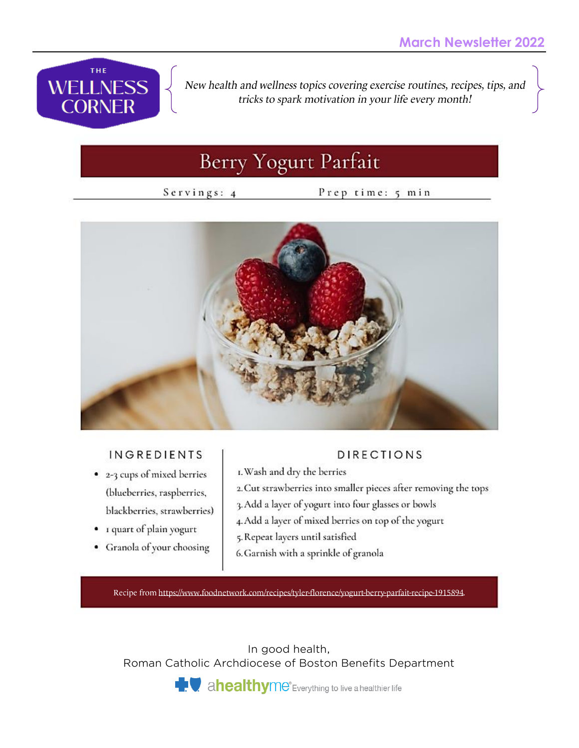March Newsletter 2022

THE WELLNESS CORNER

*New health and wellness topics covering exercise routines, recipes, tips, and tricks to spark motivation in your life every month!*

# Berry Yogurt Parfait

Servings: 4 Prep time: 5 min

## INGREDIENTS

- 2-3 cups of mixed berries (blueberries, raspberries, blackberries, strawberries)
- 1 quart of plain yogurt
- Granola of your choosing

## DIRECTIONS

1. Wash and dry the berries
2. Cut strawberries into smaller pieces after removing the tops
3. Add a layer of yogurt into four glasses or bowls
4. Add a layer of mixed berries on top of the yogurt
5. Repeat layers until satisfied
6. Garnish with a sprinkle of granola

Recipe from https://www.foodnetwork.com/recipes/tyler-florence/yogurt-berry-parfait-recipe-1915894.

In good health,
Roman Catholic Archdiocese of Boston Benefits Department

ahealthyme® Everything to live a healthier life